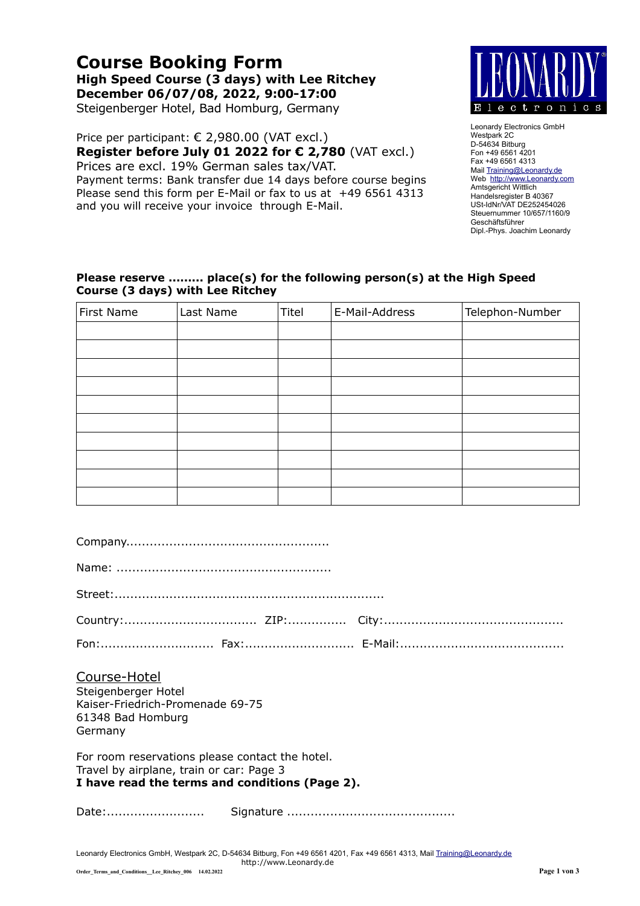# Course Booking Form

**High Speed Course (3 days) with Lee Ritchey**
**December 06/07/08, 2022, 9:00-17:00**
Steigenberger Hotel, Bad Homburg, Germany

Price per participant: € 2,980.00 (VAT excl.)
**Register before July 01 2022 for € 2,780** (VAT excl.)
Prices are excl. 19% German sales tax/VAT.
Payment terms: Bank transfer due 14 days before course begins
Please send this form per E-Mail or fax to us at +49 6561 4313
and you will receive your invoice through E-Mail.

LEONARDY Electronics

Leonardy Electronics GmbH
Westpark 2C
D-54634 Bitburg
Fon +49 6561 4201
Fax +49 6561 4313
Mail Training@Leonardy.de
Web http://www.Leonardy.com
Amtsgericht Wittlich
Handelsregister B 40367
USt-IdNr/VAT DE252454026
Steuernummer 10/657/1160/9
Geschäftsführer
Dipl.-Phys. Joachim Leonardy

**Please reserve ......... place(s) for the following person(s) at the High Speed Course (3 days) with Lee Ritchey**

| First Name | Last Name | Titel | E-Mail-Address | Telephon-Number |
|---|---|---|---|---|
| | | | | |
| | | | | |
| | | | | |
| | | | | |
| | | | | |
| | | | | |
| | | | | |
| | | | | |
| | | | | |
| | | | | |

Company.....................................................

Name: .......................................................

Street:......................................................................

Country:.................................. ZIP:............... City:.............................................

Fon:............................. Fax:........................... E-Mail:.........................................

Course-Hotel
Steigenberger Hotel
Kaiser-Friedrich-Promenade 69-75
61348 Bad Homburg
Germany

For room reservations please contact the hotel.
Travel by airplane, train or car: Page 3
**I have read the terms and conditions (Page 2).**

Date:......................... Signature ..........................................

Leonardy Electronics GmbH, Westpark 2C, D-54634 Bitburg, Fon +49 6561 4201, Fax +49 6561 4313, Mail Training@Leonardy.de
http://www.Leonardy.de

Order_Terms_and_Conditions__Lee_Ritchey_006 14.02.2022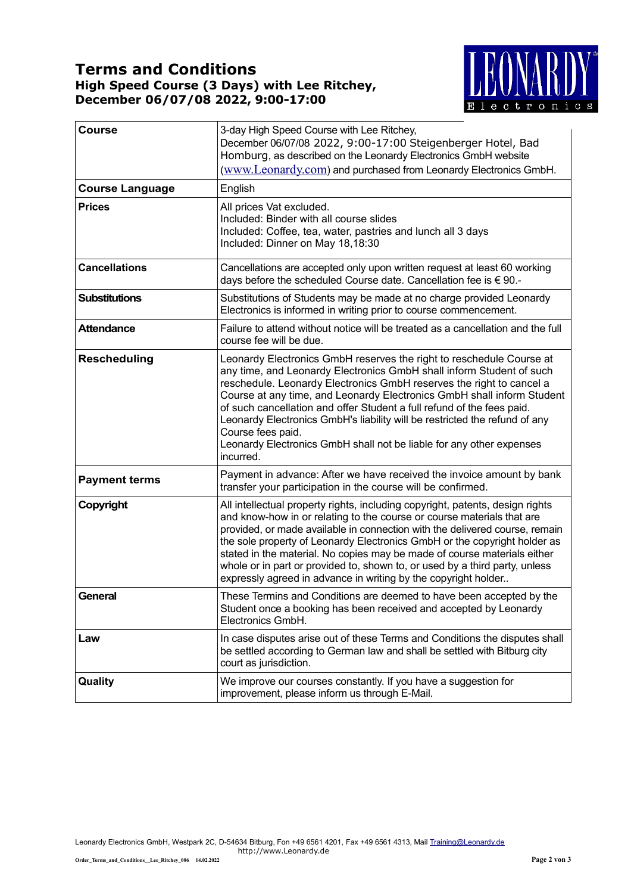# Terms and Conditions

## High Speed Course (3 Days) with Lee Ritchey, December 06/07/08 2022, 9:00-17:00

LEONARDY Electronics

| **Course** | 3-day High Speed Course with Lee Ritchey, December 06/07/08 2022, 9:00-17:00 Steigenberger Hotel, Bad Homburg, as described on the Leonardy Electronics GmbH website (www.Leonardy.com) and purchased from Leonardy Electronics GmbH. |
|---|---|
| **Course Language** | English |
| **Prices** | All prices Vat excluded.<br>Included: Binder with all course slides<br>Included: Coffee, tea, water, pastries and lunch all 3 days<br>Included: Dinner on May 18,18:30 |
| **Cancellations** | Cancellations are accepted only upon written request at least 60 working days before the scheduled Course date. Cancellation fee is € 90.- |
| **Substitutions** | Substitutions of Students may be made at no charge provided Leonardy Electronics is informed in writing prior to course commencement. |
| **Attendance** | Failure to attend without notice will be treated as a cancellation and the full course fee will be due. |
| **Rescheduling** | Leonardy Electronics GmbH reserves the right to reschedule Course at any time, and Leonardy Electronics GmbH shall inform Student of such reschedule. Leonardy Electronics GmbH reserves the right to cancel a Course at any time, and Leonardy Electronics GmbH shall inform Student of such cancellation and offer Student a full refund of the fees paid. Leonardy Electronics GmbH's liability will be restricted the refund of any Course fees paid.<br>Leonardy Electronics GmbH shall not be liable for any other expenses incurred. |
| **Payment terms** | Payment in advance: After we have received the invoice amount by bank transfer your participation in the course will be confirmed. |
| **Copyright** | All intellectual property rights, including copyright, patents, design rights and know-how in or relating to the course or course materials that are provided, or made available in connection with the delivered course, remain the sole property of Leonardy Electronics GmbH or the copyright holder as stated in the material. No copies may be made of course materials either whole or in part or provided to, shown to, or used by a third party, unless expressly agreed in advance in writing by the copyright holder.. |
| **General** | These Termins and Conditions are deemed to have been accepted by the Student once a booking has been received and accepted by Leonardy Electronics GmbH. |
| **Law** | In case disputes arise out of these Terms and Conditions the disputes shall be settled according to German law and shall be settled with Bitburg city court as jurisdiction. |
| **Quality** | We improve our courses constantly. If you have a suggestion for improvement, please inform us through E-Mail. |

Leonardy Electronics GmbH, Westpark 2C, D-54634 Bitburg, Fon +49 6561 4201, Fax +49 6561 4313, Mail Training@Leonardy.de
http://www.Leonardy.de

Order_Terms_and_Conditions__Lee_Ritchey_006 14.02.2022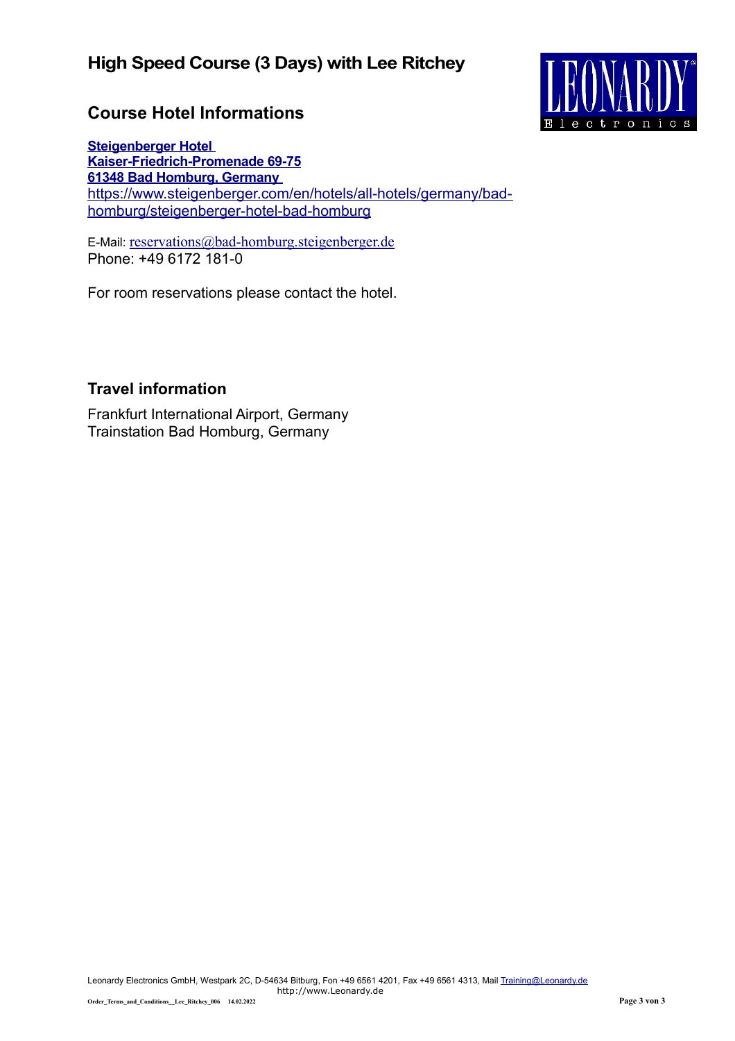## High Speed Course (3 Days) with Lee Ritchey

## Course Hotel Informations

**Steigenberger Hotel**
**Kaiser-Friedrich-Promenade 69-75**
**61348 Bad Homburg, Germany**
https://www.steigenberger.com/en/hotels/all-hotels/germany/bad-homburg/steigenberger-hotel-bad-homburg

E-Mail: reservations@bad-homburg.steigenberger.de
Phone: +49 6172 181-0

For room reservations please contact the hotel.

## Travel information

Frankfurt International Airport, Germany
Trainstation Bad Homburg, Germany

Leonardy Electronics GmbH, Westpark 2C, D-54634 Bitburg, Fon +49 6561 4201, Fax +49 6561 4313, Mail Training@Leonardy.de
http://www.Leonardy.de